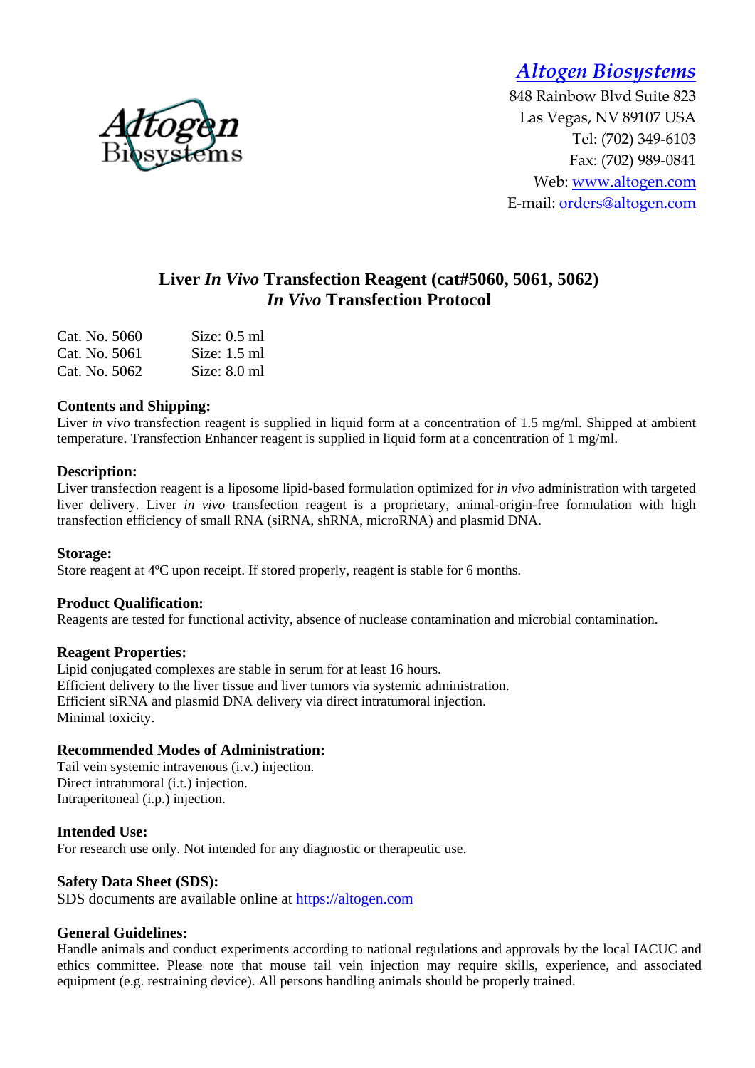**Altogen Biosystems**
848 Rainbow Blvd Suite 823
Las Vegas, NV 89107 USA
Tel: (702) 349-6103
Fax: (702) 989-0841
Web: www.altogen.com
E-mail: orders@altogen.com

# Liver *In Vivo* Transfection Reagent (cat#5060, 5061, 5062)
## *In Vivo* Transfection Protocol

| | |
|---|---|
| Cat. No. 5060 | Size: 0.5 ml |
| Cat. No. 5061 | Size: 1.5 ml |
| Cat. No. 5062 | Size: 8.0 ml |

### Contents and Shipping:
Liver *in vivo* transfection reagent is supplied in liquid form at a concentration of 1.5 mg/ml. Shipped at ambient temperature. Transfection Enhancer reagent is supplied in liquid form at a concentration of 1 mg/ml.

### Description:
Liver transfection reagent is a liposome lipid-based formulation optimized for *in vivo* administration with targeted liver delivery. Liver *in vivo* transfection reagent is a proprietary, animal-origin-free formulation with high transfection efficiency of small RNA (siRNA, shRNA, microRNA) and plasmid DNA.

### Storage:
Store reagent at 4ºC upon receipt. If stored properly, reagent is stable for 6 months.

### Product Qualification:
Reagents are tested for functional activity, absence of nuclease contamination and microbial contamination.

### Reagent Properties:
Lipid conjugated complexes are stable in serum for at least 16 hours.
Efficient delivery to the liver tissue and liver tumors via systemic administration.
Efficient siRNA and plasmid DNA delivery via direct intratumoral injection.
Minimal toxicity.

### Recommended Modes of Administration:
Tail vein systemic intravenous (i.v.) injection.
Direct intratumoral (i.t.) injection.
Intraperitoneal (i.p.) injection.

### Intended Use:
For research use only. Not intended for any diagnostic or therapeutic use.

### Safety Data Sheet (SDS):
SDS documents are available online at https://altogen.com

### General Guidelines:
Handle animals and conduct experiments according to national regulations and approvals by the local IACUC and ethics committee. Please note that mouse tail vein injection may require skills, experience, and associated equipment (e.g. restraining device). All persons handling animals should be properly trained.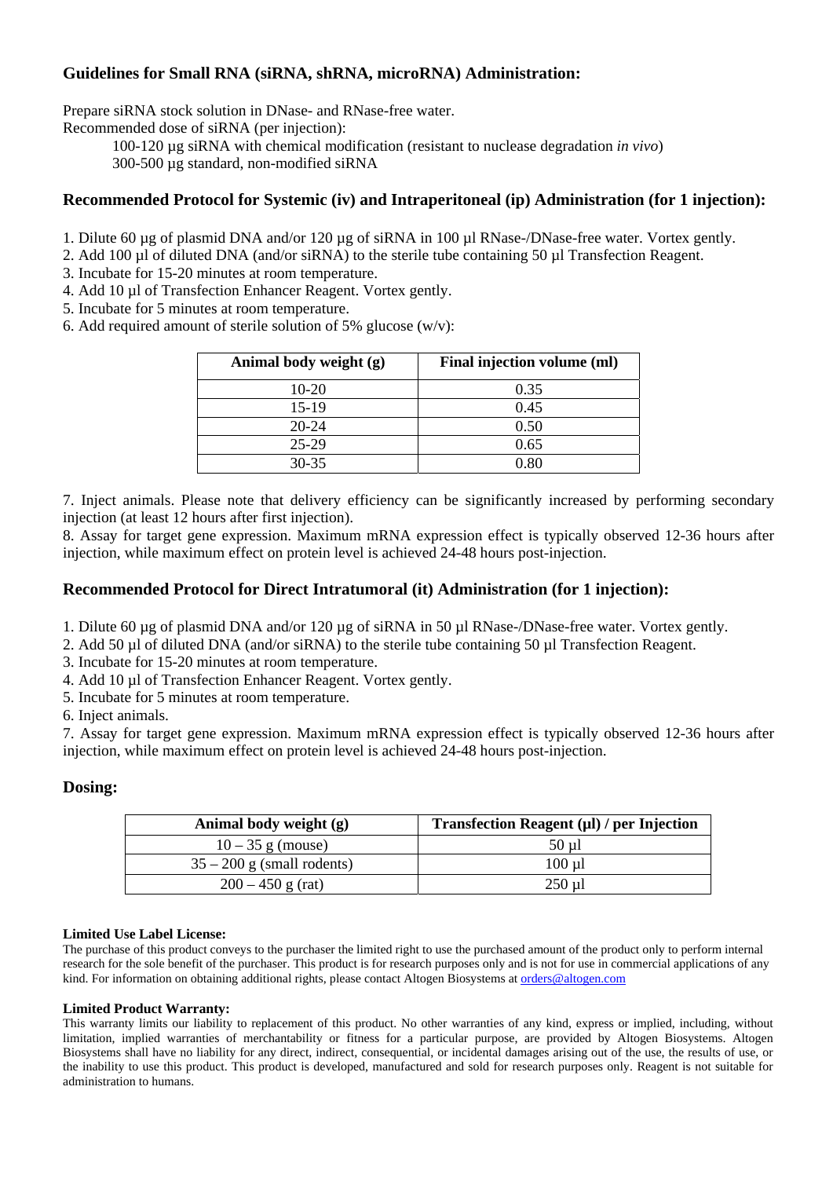## Guidelines for Small RNA (siRNA, shRNA, microRNA) Administration:

Prepare siRNA stock solution in DNase- and RNase-free water.
Recommended dose of siRNA (per injection):

100-120 µg siRNA with chemical modification (resistant to nuclease degradation *in vivo*)
300-500 µg standard, non-modified siRNA

## Recommended Protocol for Systemic (iv) and Intraperitoneal (ip) Administration (for 1 injection):

1. Dilute 60 µg of plasmid DNA and/or 120 µg of siRNA in 100 µl RNase-/DNase-free water. Vortex gently.
2. Add 100 µl of diluted DNA (and/or siRNA) to the sterile tube containing 50 µl Transfection Reagent.
3. Incubate for 15-20 minutes at room temperature.
4. Add 10 µl of Transfection Enhancer Reagent. Vortex gently.
5. Incubate for 5 minutes at room temperature.
6. Add required amount of sterile solution of 5% glucose (w/v):

| Animal body weight (g) | Final injection volume (ml) |
|---|---|
| 10-20 | 0.35 |
| 15-19 | 0.45 |
| 20-24 | 0.50 |
| 25-29 | 0.65 |
| 30-35 | 0.80 |

7. Inject animals. Please note that delivery efficiency can be significantly increased by performing secondary injection (at least 12 hours after first injection).
8. Assay for target gene expression. Maximum mRNA expression effect is typically observed 12-36 hours after injection, while maximum effect on protein level is achieved 24-48 hours post-injection.

## Recommended Protocol for Direct Intratumoral (it) Administration (for 1 injection):

1. Dilute 60 µg of plasmid DNA and/or 120 µg of siRNA in 50 µl RNase-/DNase-free water. Vortex gently.
2. Add 50 µl of diluted DNA (and/or siRNA) to the sterile tube containing 50 µl Transfection Reagent.
3. Incubate for 15-20 minutes at room temperature.
4. Add 10 µl of Transfection Enhancer Reagent. Vortex gently.
5. Incubate for 5 minutes at room temperature.
6. Inject animals.
7. Assay for target gene expression. Maximum mRNA expression effect is typically observed 12-36 hours after injection, while maximum effect on protein level is achieved 24-48 hours post-injection.

## Dosing:

| Animal body weight (g) | Transfection Reagent (µl) / per Injection |
|---|---|
| 10 – 35 g (mouse) | 50 µl |
| 35 – 200 g (small rodents) | 100 µl |
| 200 – 450 g (rat) | 250 µl |

**Limited Use Label License:**
The purchase of this product conveys to the purchaser the limited right to use the purchased amount of the product only to perform internal research for the sole benefit of the purchaser. This product is for research purposes only and is not for use in commercial applications of any kind. For information on obtaining additional rights, please contact Altogen Biosystems at orders@altogen.com

**Limited Product Warranty:**
This warranty limits our liability to replacement of this product. No other warranties of any kind, express or implied, including, without limitation, implied warranties of merchantability or fitness for a particular purpose, are provided by Altogen Biosystems. Altogen Biosystems shall have no liability for any direct, indirect, consequential, or incidental damages arising out of the use, the results of use, or the inability to use this product. This product is developed, manufactured and sold for research purposes only. Reagent is not suitable for administration to humans.